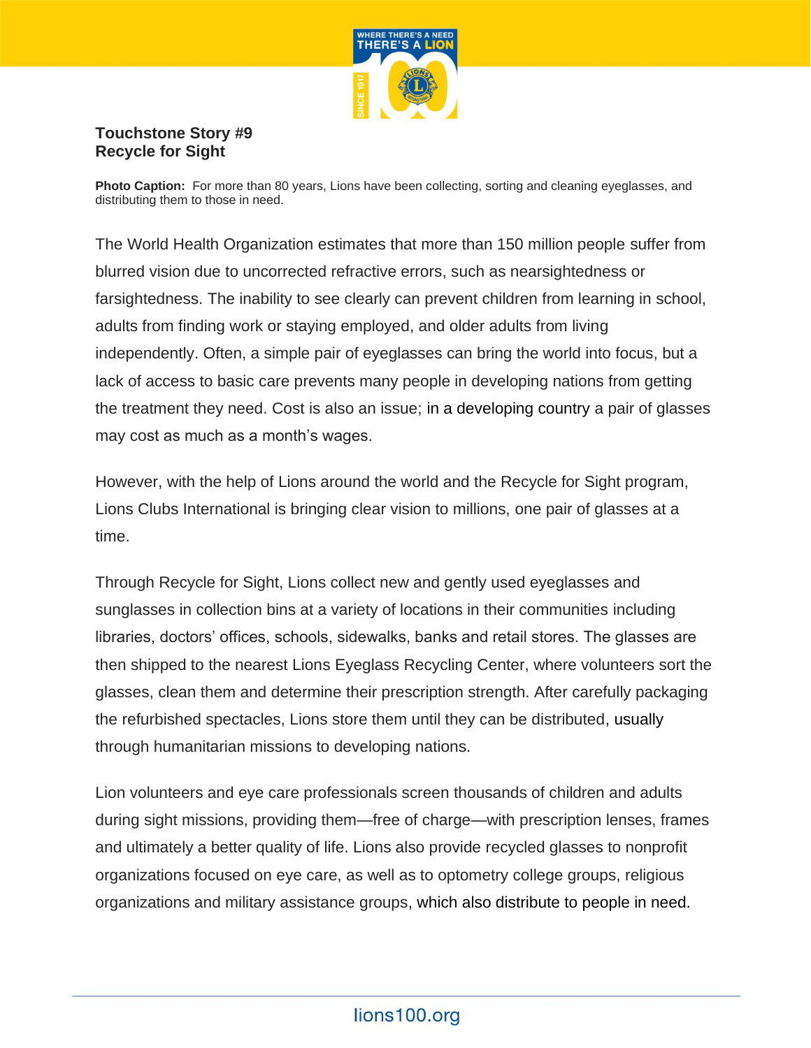**Touchstone Story #9**
**Recycle for Sight**

**Photo Caption:** For more than 80 years, Lions have been collecting, sorting and cleaning eyeglasses, and distributing them to those in need.

The World Health Organization estimates that more than 150 million people suffer from blurred vision due to uncorrected refractive errors, such as nearsightedness or farsightedness. The inability to see clearly can prevent children from learning in school, adults from finding work or staying employed, and older adults from living independently. Often, a simple pair of eyeglasses can bring the world into focus, but a lack of access to basic care prevents many people in developing nations from getting the treatment they need. Cost is also an issue; in a developing country a pair of glasses may cost as much as a month's wages.

However, with the help of Lions around the world and the Recycle for Sight program, Lions Clubs International is bringing clear vision to millions, one pair of glasses at a time.

Through Recycle for Sight, Lions collect new and gently used eyeglasses and sunglasses in collection bins at a variety of locations in their communities including libraries, doctors' offices, schools, sidewalks, banks and retail stores. The glasses are then shipped to the nearest Lions Eyeglass Recycling Center, where volunteers sort the glasses, clean them and determine their prescription strength. After carefully packaging the refurbished spectacles, Lions store them until they can be distributed, usually through humanitarian missions to developing nations.

Lion volunteers and eye care professionals screen thousands of children and adults during sight missions, providing them—free of charge—with prescription lenses, frames and ultimately a better quality of life. Lions also provide recycled glasses to nonprofit organizations focused on eye care, as well as to optometry college groups, religious organizations and military assistance groups, which also distribute to people in need.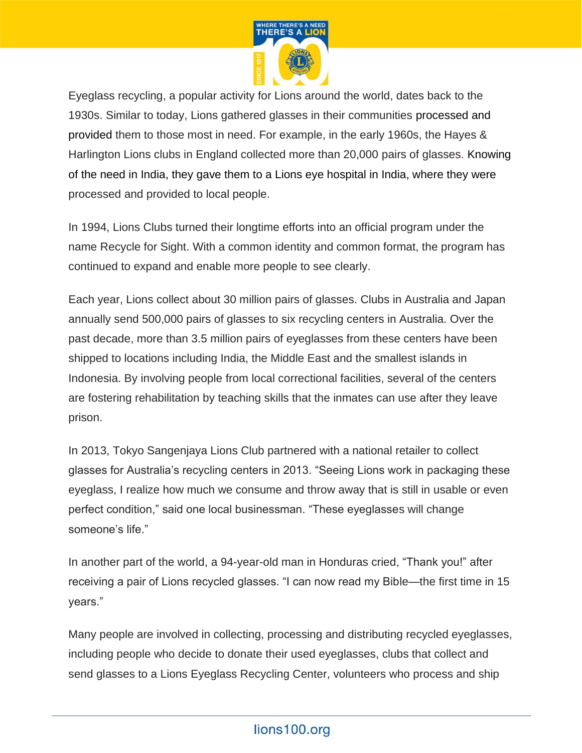Eyeglass recycling, a popular activity for Lions around the world, dates back to the 1930s. Similar to today, Lions gathered glasses in their communities processed and provided them to those most in need. For example, in the early 1960s, the Hayes & Harlington Lions clubs in England collected more than 20,000 pairs of glasses. Knowing of the need in India, they gave them to a Lions eye hospital in India, where they were processed and provided to local people.

In 1994, Lions Clubs turned their longtime efforts into an official program under the name Recycle for Sight. With a common identity and common format, the program has continued to expand and enable more people to see clearly.

Each year, Lions collect about 30 million pairs of glasses. Clubs in Australia and Japan annually send 500,000 pairs of glasses to six recycling centers in Australia. Over the past decade, more than 3.5 million pairs of eyeglasses from these centers have been shipped to locations including India, the Middle East and the smallest islands in Indonesia. By involving people from local correctional facilities, several of the centers are fostering rehabilitation by teaching skills that the inmates can use after they leave prison.

In 2013, Tokyo Sangenjaya Lions Club partnered with a national retailer to collect glasses for Australia's recycling centers in 2013. "Seeing Lions work in packaging these eyeglass, I realize how much we consume and throw away that is still in usable or even perfect condition," said one local businessman. "These eyeglasses will change someone's life."

In another part of the world, a 94-year-old man in Honduras cried, "Thank you!" after receiving a pair of Lions recycled glasses. "I can now read my Bible—the first time in 15 years."

Many people are involved in collecting, processing and distributing recycled eyeglasses, including people who decide to donate their used eyeglasses, clubs that collect and send glasses to a Lions Eyeglass Recycling Center, volunteers who process and ship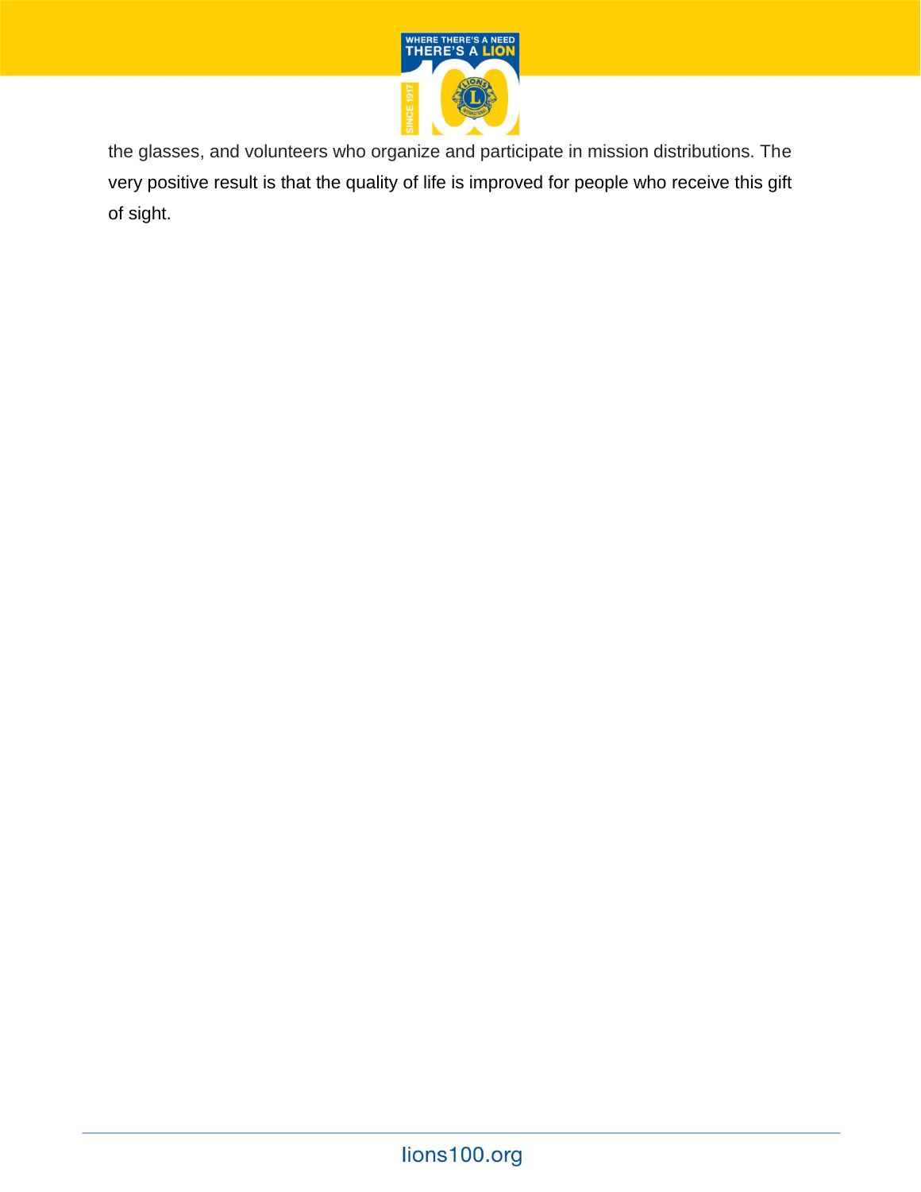the glasses, and volunteers who organize and participate in mission distributions. The very positive result is that the quality of life is improved for people who receive this gift of sight.